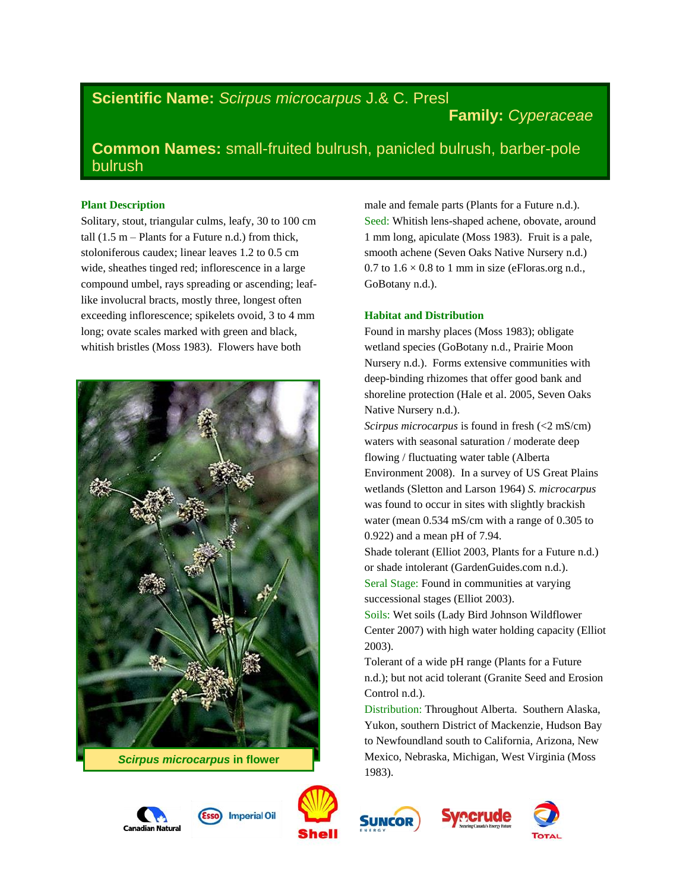**Scientific Name:** *Scirpus microcarpus* J.& C. Presl

**Family:** *Cyperaceae*

**Common Names:** small-fruited bulrush, panicled bulrush, barber-pole bulrush

## Plant Description

Solitary, stout, triangular culms, leafy, 30 to 100 cm tall (1.5 m – Plants for a Future n.d.) from thick, stoloniferous caudex; linear leaves 1.2 to 0.5 cm wide, sheathes tinged red; inflorescence in a large compound umbel, rays spreading or ascending; leaf-like involucral bracts, mostly three, longest often exceeding inflorescence; spikelets ovoid, 3 to 4 mm long; ovate scales marked with green and black, whitish bristles (Moss 1983). Flowers have both male and female parts (Plants for a Future n.d.).

Seed: Whitish lens-shaped achene, obovate, around 1 mm long, apiculate (Moss 1983). Fruit is a pale, smooth achene (Seven Oaks Native Nursery n.d.) 0.7 to 1.6 × 0.8 to 1 mm in size (eFloras.org n.d., GoBotany n.d.).

*Scirpus microcarpus* in flower

## Habitat and Distribution

Found in marshy places (Moss 1983); obligate wetland species (GoBotany n.d., Prairie Moon Nursery n.d.). Forms extensive communities with deep-binding rhizomes that offer good bank and shoreline protection (Hale et al. 2005, Seven Oaks Native Nursery n.d.).

*Scirpus microcarpus* is found in fresh (<2 mS/cm) waters with seasonal saturation / moderate deep flowing / fluctuating water table (Alberta Environment 2008). In a survey of US Great Plains wetlands (Sletton and Larson 1964) *S. microcarpus* was found to occur in sites with slightly brackish water (mean 0.534 mS/cm with a range of 0.305 to 0.922) and a mean pH of 7.94.

Shade tolerant (Elliot 2003, Plants for a Future n.d.) or shade intolerant (GardenGuides.com n.d.).

Seral Stage: Found in communities at varying successional stages (Elliot 2003).

Soils: Wet soils (Lady Bird Johnson Wildflower Center 2007) with high water holding capacity (Elliot 2003).

Tolerant of a wide pH range (Plants for a Future n.d.); but not acid tolerant (Granite Seed and Erosion Control n.d.).

Distribution: Throughout Alberta. Southern Alaska, Yukon, southern District of Mackenzie, Hudson Bay to Newfoundland south to California, Arizona, New Mexico, Nebraska, Michigan, West Virginia (Moss 1983).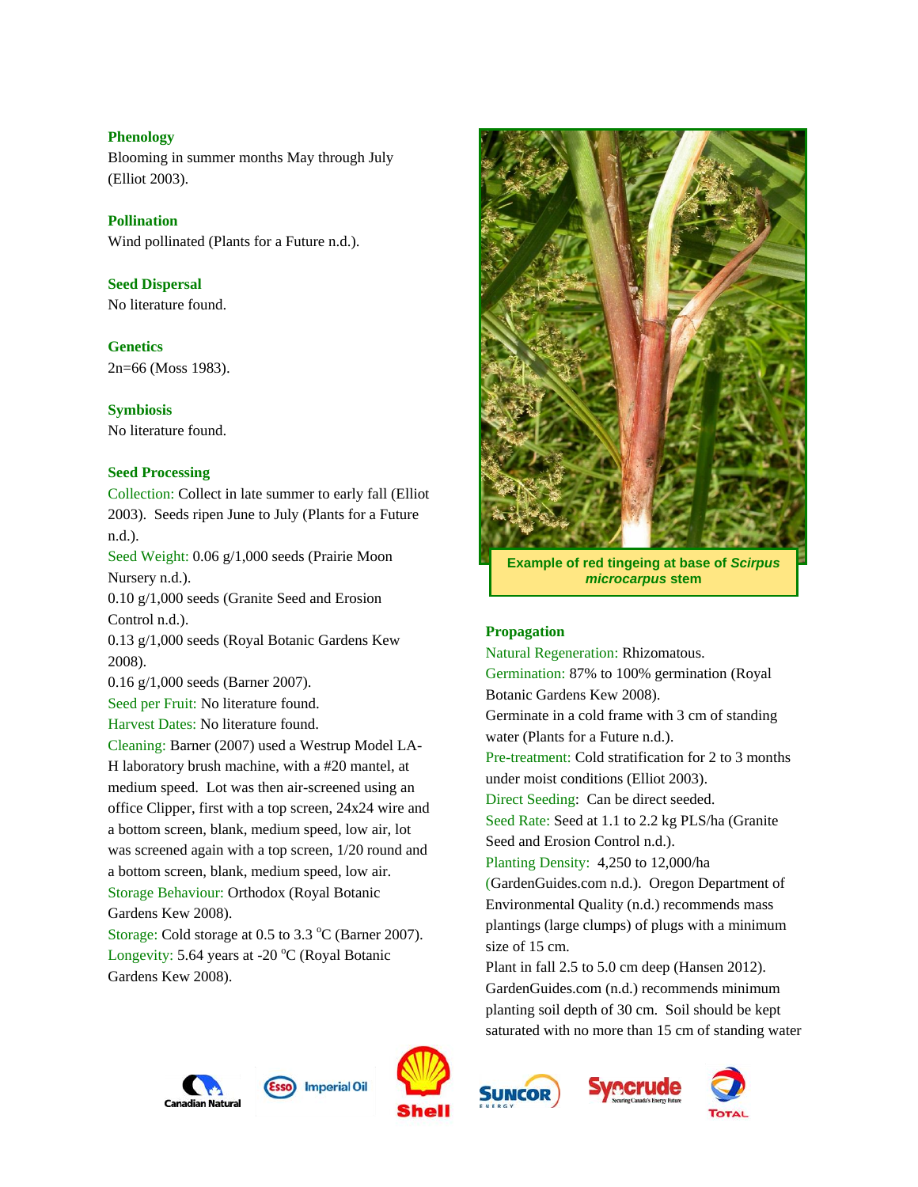## Phenology

Blooming in summer months May through July (Elliot 2003).

## Pollination

Wind pollinated (Plants for a Future n.d.).

## Seed Dispersal

No literature found.

## Genetics

2n=66 (Moss 1983).

## Symbiosis

No literature found.

## Seed Processing

Collection: Collect in late summer to early fall (Elliot 2003). Seeds ripen June to July (Plants for a Future n.d.).

Seed Weight: 0.06 g/1,000 seeds (Prairie Moon Nursery n.d.).
0.10 g/1,000 seeds (Granite Seed and Erosion Control n.d.).
0.13 g/1,000 seeds (Royal Botanic Gardens Kew 2008).
0.16 g/1,000 seeds (Barner 2007).

Seed per Fruit: No literature found.

Harvest Dates: No literature found.

Cleaning: Barner (2007) used a Westrup Model LA-H laboratory brush machine, with a #20 mantel, at medium speed. Lot was then air-screened using an office Clipper, first with a top screen, 24x24 wire and a bottom screen, blank, medium speed, low air, lot was screened again with a top screen, 1/20 round and a bottom screen, blank, medium speed, low air.

Storage Behaviour: Orthodox (Royal Botanic Gardens Kew 2008).

Storage: Cold storage at 0.5 to 3.3 °C (Barner 2007).

Longevity: 5.64 years at -20 °C (Royal Botanic Gardens Kew 2008).

Example of red tingeing at base of *Scirpus microcarpus* stem

## Propagation

Natural Regeneration: Rhizomatous.

Germination: 87% to 100% germination (Royal Botanic Gardens Kew 2008).
Germinate in a cold frame with 3 cm of standing water (Plants for a Future n.d.).

Pre-treatment: Cold stratification for 2 to 3 months under moist conditions (Elliot 2003).

Direct Seeding: Can be direct seeded.

Seed Rate: Seed at 1.1 to 2.2 kg PLS/ha (Granite Seed and Erosion Control n.d.).

Planting Density: 4,250 to 12,000/ha (GardenGuides.com n.d.). Oregon Department of Environmental Quality (n.d.) recommends mass plantings (large clumps) of plugs with a minimum size of 15 cm.
Plant in fall 2.5 to 5.0 cm deep (Hansen 2012). GardenGuides.com (n.d.) recommends minimum planting soil depth of 30 cm. Soil should be kept saturated with no more than 15 cm of standing water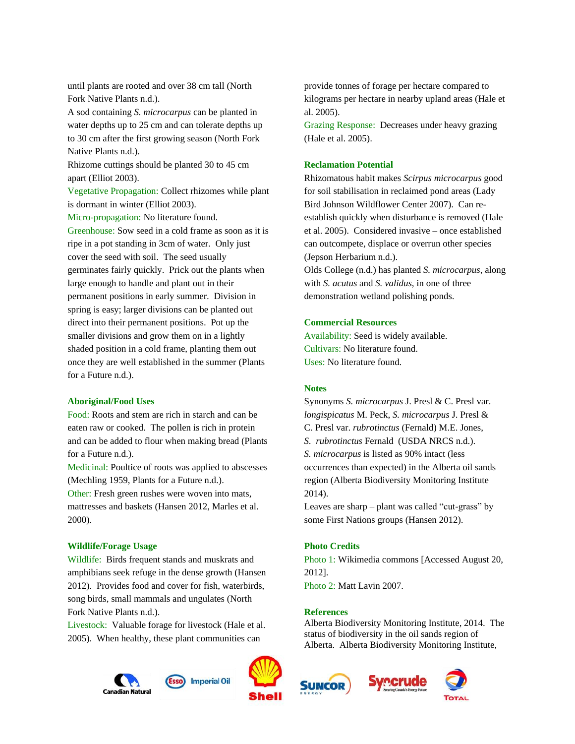until plants are rooted and over 38 cm tall (North Fork Native Plants n.d.).

A sod containing *S. microcarpus* can be planted in water depths up to 25 cm and can tolerate depths up to 30 cm after the first growing season (North Fork Native Plants n.d.).

Rhizome cuttings should be planted 30 to 45 cm apart (Elliot 2003).

Vegetative Propagation: Collect rhizomes while plant is dormant in winter (Elliot 2003).

Micro-propagation: No literature found.

Greenhouse: Sow seed in a cold frame as soon as it is ripe in a pot standing in 3cm of water. Only just cover the seed with soil. The seed usually germinates fairly quickly. Prick out the plants when large enough to handle and plant out in their permanent positions in early summer. Division in spring is easy; larger divisions can be planted out direct into their permanent positions. Pot up the smaller divisions and grow them on in a lightly shaded position in a cold frame, planting them out once they are well established in the summer (Plants for a Future n.d.).

## Aboriginal/Food Uses

Food: Roots and stem are rich in starch and can be eaten raw or cooked. The pollen is rich in protein and can be added to flour when making bread (Plants for a Future n.d.).

Medicinal: Poultice of roots was applied to abscesses (Mechling 1959, Plants for a Future n.d.).

Other: Fresh green rushes were woven into mats, mattresses and baskets (Hansen 2012, Marles et al. 2000).

## Wildlife/Forage Usage

Wildlife: Birds frequent stands and muskrats and amphibians seek refuge in the dense growth (Hansen 2012). Provides food and cover for fish, waterbirds, song birds, small mammals and ungulates (North Fork Native Plants n.d.).

Livestock: Valuable forage for livestock (Hale et al. 2005). When healthy, these plant communities can provide tonnes of forage per hectare compared to kilograms per hectare in nearby upland areas (Hale et al. 2005).

Grazing Response: Decreases under heavy grazing (Hale et al. 2005).

## Reclamation Potential

Rhizomatous habit makes *Scirpus microcarpus* good for soil stabilisation in reclaimed pond areas (Lady Bird Johnson Wildflower Center 2007). Can re-establish quickly when disturbance is removed (Hale et al. 2005). Considered invasive – once established can outcompete, displace or overrun other species (Jepson Herbarium n.d.).

Olds College (n.d.) has planted *S. microcarpus*, along with *S. acutus* and *S. validus*, in one of three demonstration wetland polishing ponds.

## Commercial Resources

Availability: Seed is widely available.

Cultivars: No literature found.

Uses: No literature found.

## Notes

Synonyms *S. microcarpus* J. Presl & C. Presl var. *longispicatus* M. Peck, *S. microcarpus* J. Presl & C. Presl var. *rubrotinctus* (Fernald) M.E. Jones, *S. rubrotinctus* Fernald (USDA NRCS n.d.).

*S. microcarpus* is listed as 90% intact (less occurrences than expected) in the Alberta oil sands region (Alberta Biodiversity Monitoring Institute 2014).

Leaves are sharp – plant was called "cut-grass" by some First Nations groups (Hansen 2012).

## Photo Credits

Photo 1: Wikimedia commons [Accessed August 20, 2012].

Photo 2: Matt Lavin 2007.

## References

Alberta Biodiversity Monitoring Institute, 2014. The status of biodiversity in the oil sands region of Alberta. Alberta Biodiversity Monitoring Institute,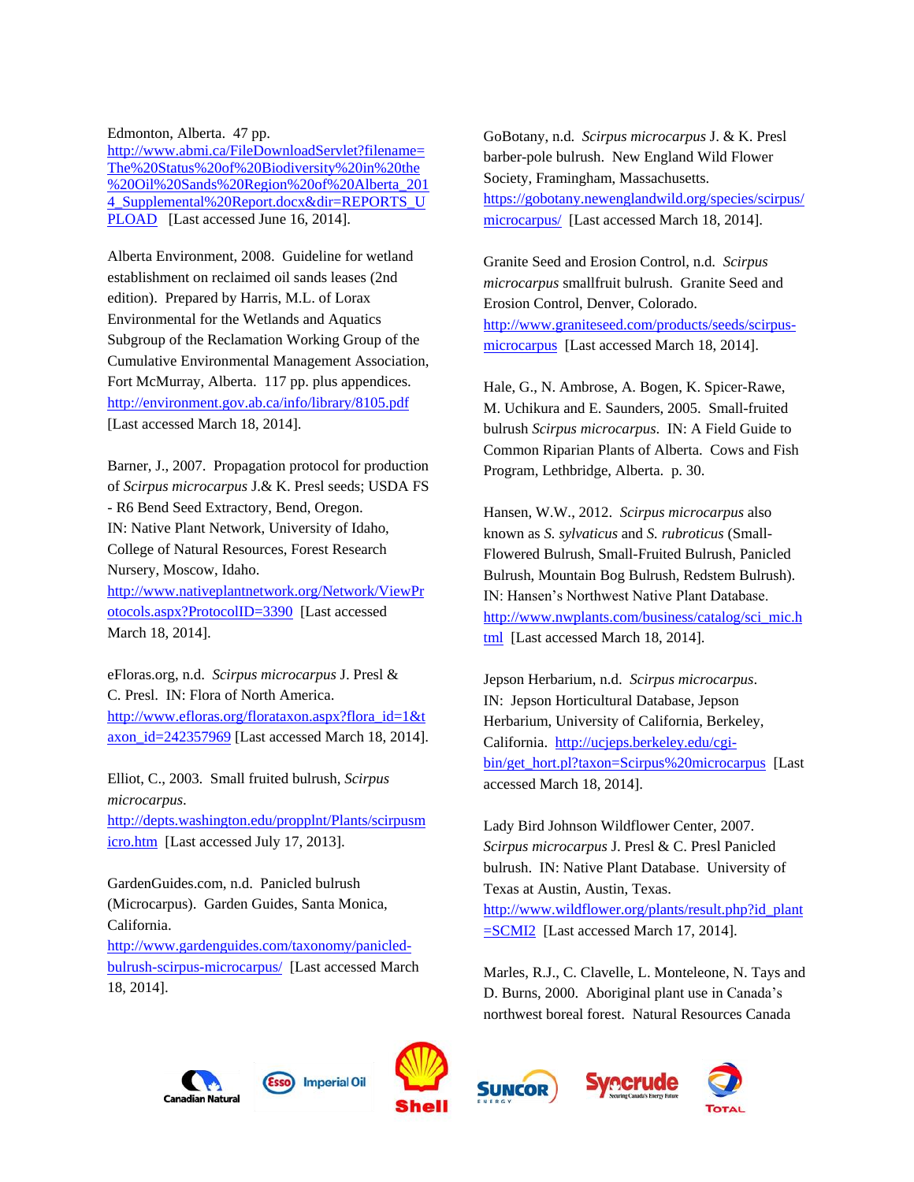Edmonton, Alberta. 47 pp. http://www.abmi.ca/FileDownloadServlet?filename=The%20Status%20of%20Biodiversity%20in%20the%20Oil%20Sands%20Region%20of%20Alberta_2014_Supplemental%20Report.docx&dir=REPORTS_UPLOAD [Last accessed June 16, 2014].

Alberta Environment, 2008. Guideline for wetland establishment on reclaimed oil sands leases (2nd edition). Prepared by Harris, M.L. of Lorax Environmental for the Wetlands and Aquatics Subgroup of the Reclamation Working Group of the Cumulative Environmental Management Association, Fort McMurray, Alberta. 117 pp. plus appendices. http://environment.gov.ab.ca/info/library/8105.pdf [Last accessed March 18, 2014].

Barner, J., 2007. Propagation protocol for production of *Scirpus microcarpus* J.& K. Presl seeds; USDA FS - R6 Bend Seed Extractory, Bend, Oregon. IN: Native Plant Network, University of Idaho, College of Natural Resources, Forest Research Nursery, Moscow, Idaho. http://www.nativeplantnetwork.org/Network/ViewProtocols.aspx?ProtocolID=3390 [Last accessed March 18, 2014].

eFloras.org, n.d. *Scirpus microcarpus* J. Presl & C. Presl. IN: Flora of North America. http://www.efloras.org/florataxon.aspx?flora_id=1&taxon_id=242357969 [Last accessed March 18, 2014].

Elliot, C., 2003. Small fruited bulrush, *Scirpus microcarpus*. http://depts.washington.edu/propplnt/Plants/scirpusmicro.htm [Last accessed July 17, 2013].

GardenGuides.com, n.d. Panicled bulrush (Microcarpus). Garden Guides, Santa Monica, California. http://www.gardenguides.com/taxonomy/panicled-bulrush-scirpus-microcarpus/ [Last accessed March 18, 2014].

GoBotany, n.d. *Scirpus microcarpus* J. & K. Presl barber-pole bulrush. New England Wild Flower Society, Framingham, Massachusetts. https://gobotany.newenglandwild.org/species/scirpus/microcarpus/ [Last accessed March 18, 2014].

Granite Seed and Erosion Control, n.d. *Scirpus microcarpus* smallfruit bulrush. Granite Seed and Erosion Control, Denver, Colorado. http://www.graniteseed.com/products/seeds/scirpus-microcarpus [Last accessed March 18, 2014].

Hale, G., N. Ambrose, A. Bogen, K. Spicer-Rawe, M. Uchikura and E. Saunders, 2005. Small-fruited bulrush *Scirpus microcarpus*. IN: A Field Guide to Common Riparian Plants of Alberta. Cows and Fish Program, Lethbridge, Alberta. p. 30.

Hansen, W.W., 2012. *Scirpus microcarpus* also known as *S. sylvaticus* and *S. rubroticus* (Small-Flowered Bulrush, Small-Fruited Bulrush, Panicled Bulrush, Mountain Bog Bulrush, Redstem Bulrush). IN: Hansen's Northwest Native Plant Database. http://www.nwplants.com/business/catalog/sci_mic.html [Last accessed March 18, 2014].

Jepson Herbarium, n.d. *Scirpus microcarpus*. IN: Jepson Horticultural Database, Jepson Herbarium, University of California, Berkeley, California. http://ucjeps.berkeley.edu/cgi-bin/get_hort.pl?taxon=Scirpus%20microcarpus [Last accessed March 18, 2014].

Lady Bird Johnson Wildflower Center, 2007. *Scirpus microcarpus* J. Presl & C. Presl Panicled bulrush. IN: Native Plant Database. University of Texas at Austin, Austin, Texas. http://www.wildflower.org/plants/result.php?id_plant=SCMI2 [Last accessed March 17, 2014].

Marles, R.J., C. Clavelle, L. Monteleone, N. Tays and D. Burns, 2000. Aboriginal plant use in Canada's northwest boreal forest. Natural Resources Canada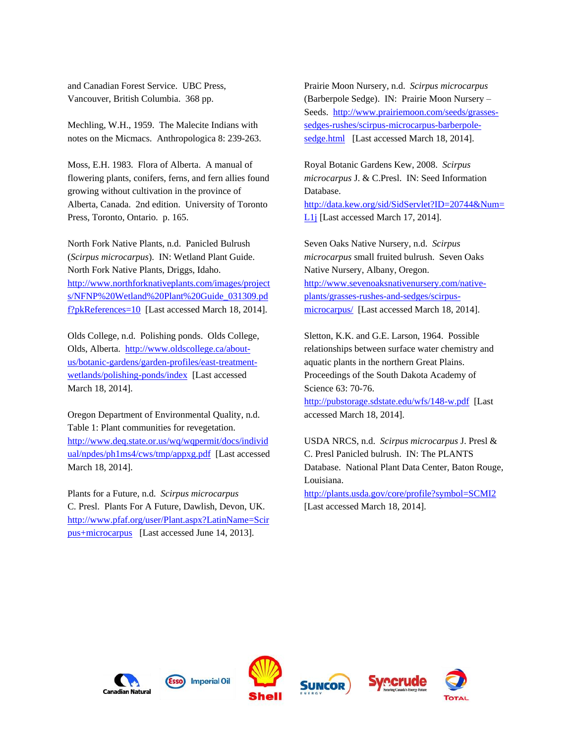and Canadian Forest Service. UBC Press, Vancouver, British Columbia. 368 pp.

Mechling, W.H., 1959. The Malecite Indians with notes on the Micmacs. Anthropologica 8: 239-263.

Moss, E.H. 1983. Flora of Alberta. A manual of flowering plants, conifers, ferns, and fern allies found growing without cultivation in the province of Alberta, Canada. 2nd edition. University of Toronto Press, Toronto, Ontario. p. 165.

North Fork Native Plants, n.d. Panicled Bulrush (*Scirpus microcarpus*). IN: Wetland Plant Guide. North Fork Native Plants, Driggs, Idaho. http://www.northforknativeplants.com/images/projects/NFNP%20Wetland%20Plant%20Guide_031309.pdf?pkReferences=10 [Last accessed March 18, 2014].

Olds College, n.d. Polishing ponds. Olds College, Olds, Alberta. http://www.oldscollege.ca/about-us/botanic-gardens/garden-profiles/east-treatment-wetlands/polishing-ponds/index [Last accessed March 18, 2014].

Oregon Department of Environmental Quality, n.d. Table 1: Plant communities for revegetation. http://www.deq.state.or.us/wq/wqpermit/docs/individual/npdes/ph1ms4/cws/tmp/appxg.pdf [Last accessed March 18, 2014].

Plants for a Future, n.d. *Scirpus microcarpus* C. Presl. Plants For A Future, Dawlish, Devon, UK. http://www.pfaf.org/user/Plant.aspx?LatinName=Scirpus+microcarpus [Last accessed June 14, 2013].

Prairie Moon Nursery, n.d. *Scirpus microcarpus* (Barberpole Sedge). IN: Prairie Moon Nursery – Seeds. http://www.prairiemoon.com/seeds/grasses-sedges-rushes/scirpus-microcarpus-barberpole-sedge.html [Last accessed March 18, 2014].

Royal Botanic Gardens Kew, 2008. *Scirpus microcarpus* J. & C.Presl. IN: Seed Information Database. http://data.kew.org/sid/SidServlet?ID=20744&Num=L1j [Last accessed March 17, 2014].

Seven Oaks Native Nursery, n.d. *Scirpus microcarpus* small fruited bulrush. Seven Oaks Native Nursery, Albany, Oregon. http://www.sevenoaksnativenursery.com/native-plants/grasses-rushes-and-sedges/scirpus-microcarpus/ [Last accessed March 18, 2014].

Sletton, K.K. and G.E. Larson, 1964. Possible relationships between surface water chemistry and aquatic plants in the northern Great Plains. Proceedings of the South Dakota Academy of Science 63: 70-76. http://pubstorage.sdstate.edu/wfs/148-w.pdf [Last accessed March 18, 2014].

USDA NRCS, n.d. *Scirpus microcarpus* J. Presl & C. Presl Panicled bulrush. IN: The PLANTS Database. National Plant Data Center, Baton Rouge, Louisiana. http://plants.usda.gov/core/profile?symbol=SCMI2 [Last accessed March 18, 2014].